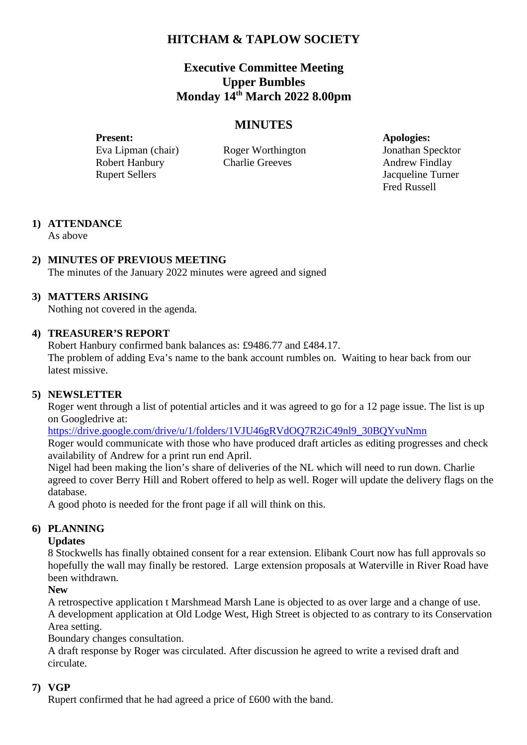# HITCHAM & TAPLOW SOCIETY

## Executive Committee Meeting
## Upper Bumbles
## Monday 14th March 2022 8.00pm

## MINUTES

**Present:**
Eva Lipman (chair)
Robert Hanbury
Rupert Sellers
Roger Worthington
Charlie Greeves

**Apologies:**
Jonathan Specktor
Andrew Findlay
Jacqueline Turner
Fred Russell

**1) ATTENDANCE**
As above

**2) MINUTES OF PREVIOUS MEETING**
The minutes of the January 2022 minutes were agreed and signed

**3) MATTERS ARISING**
Nothing not covered in the agenda.

**4) TREASURER'S REPORT**
Robert Hanbury confirmed bank balances as: £9486.77 and £484.17.
The problem of adding Eva's name to the bank account rumbles on. Waiting to hear back from our latest missive.

**5) NEWSLETTER**
Roger went through a list of potential articles and it was agreed to go for a 12 page issue. The list is up on Googledrive at:
https://drive.google.com/drive/u/1/folders/1VJU46gRVdOQ7R2iC49nl9_30BQYvuNmn
Roger would communicate with those who have produced draft articles as editing progresses and check availability of Andrew for a print run end April.
Nigel had been making the lion's share of deliveries of the NL which will need to run down. Charlie agreed to cover Berry Hill and Robert offered to help as well. Roger will update the delivery flags on the database.
A good photo is needed for the front page if all will think on this.

**6) PLANNING**
**Updates**
8 Stockwells has finally obtained consent for a rear extension. Elibank Court now has full approvals so hopefully the wall may finally be restored. Large extension proposals at Waterville in River Road have been withdrawn.
**New**
A retrospective application t Marshmead Marsh Lane is objected to as over large and a change of use.
A development application at Old Lodge West, High Street is objected to as contrary to its Conservation Area setting.
Boundary changes consultation.
A draft response by Roger was circulated. After discussion he agreed to write a revised draft and circulate.

**7) VGP**
Rupert confirmed that he had agreed a price of £600 with the band.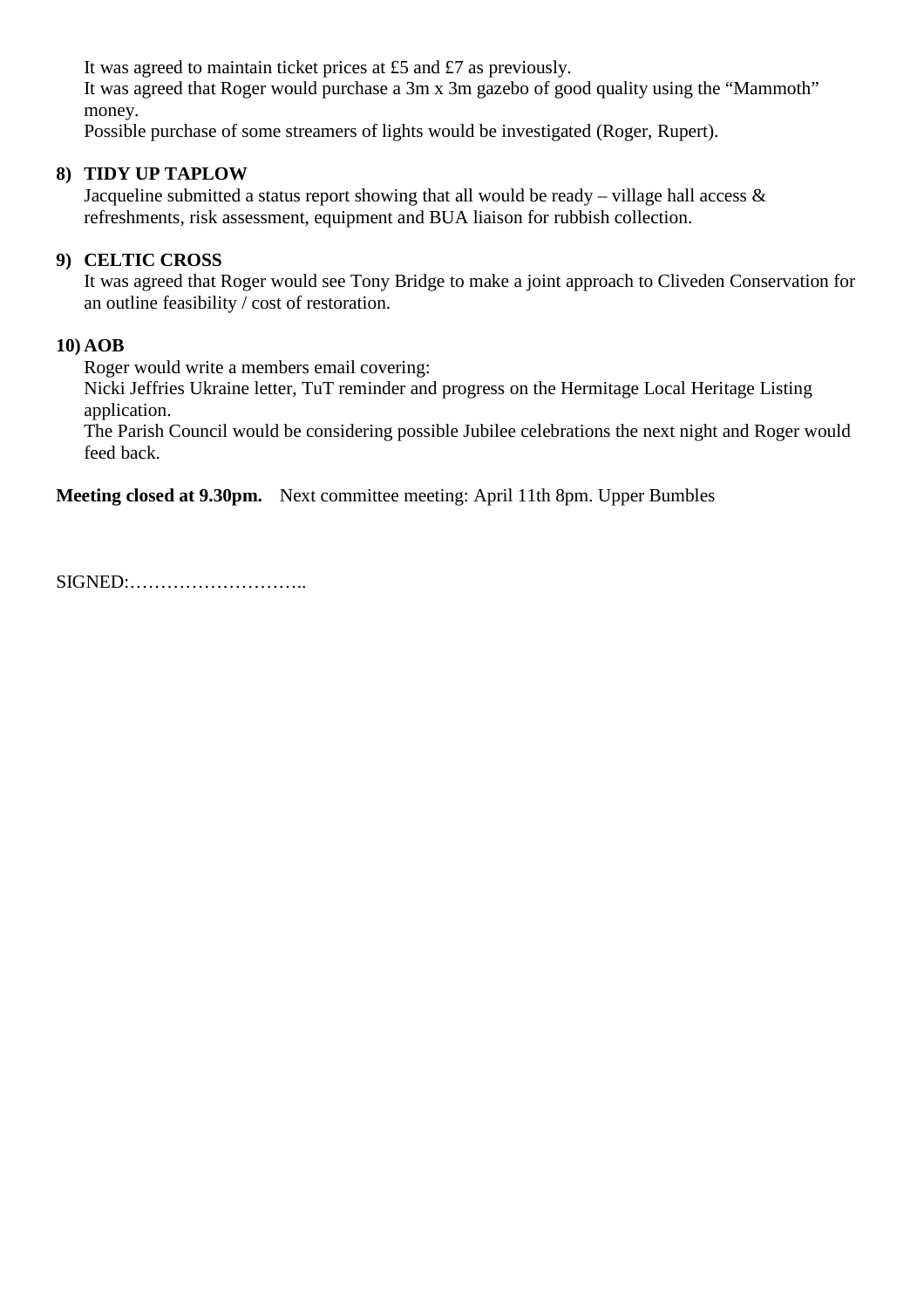It was agreed to maintain ticket prices at £5 and £7 as previously.
It was agreed that Roger would purchase a 3m x 3m gazebo of good quality using the "Mammoth" money.
Possible purchase of some streamers of lights would be investigated (Roger, Rupert).

**8) TIDY UP TAPLOW**

Jacqueline submitted a status report showing that all would be ready – village hall access & refreshments, risk assessment, equipment and BUA liaison for rubbish collection.

**9) CELTIC CROSS**

It was agreed that Roger would see Tony Bridge to make a joint approach to Cliveden Conservation for an outline feasibility / cost of restoration.

**10) AOB**

Roger would write a members email covering:
Nicki Jeffries Ukraine letter, TuT reminder and progress on the Hermitage Local Heritage Listing application.
The Parish Council would be considering possible Jubilee celebrations the next night and Roger would feed back.

**Meeting closed at 9.30pm.** Next committee meeting: April 11th 8pm. Upper Bumbles

SIGNED:………………………..